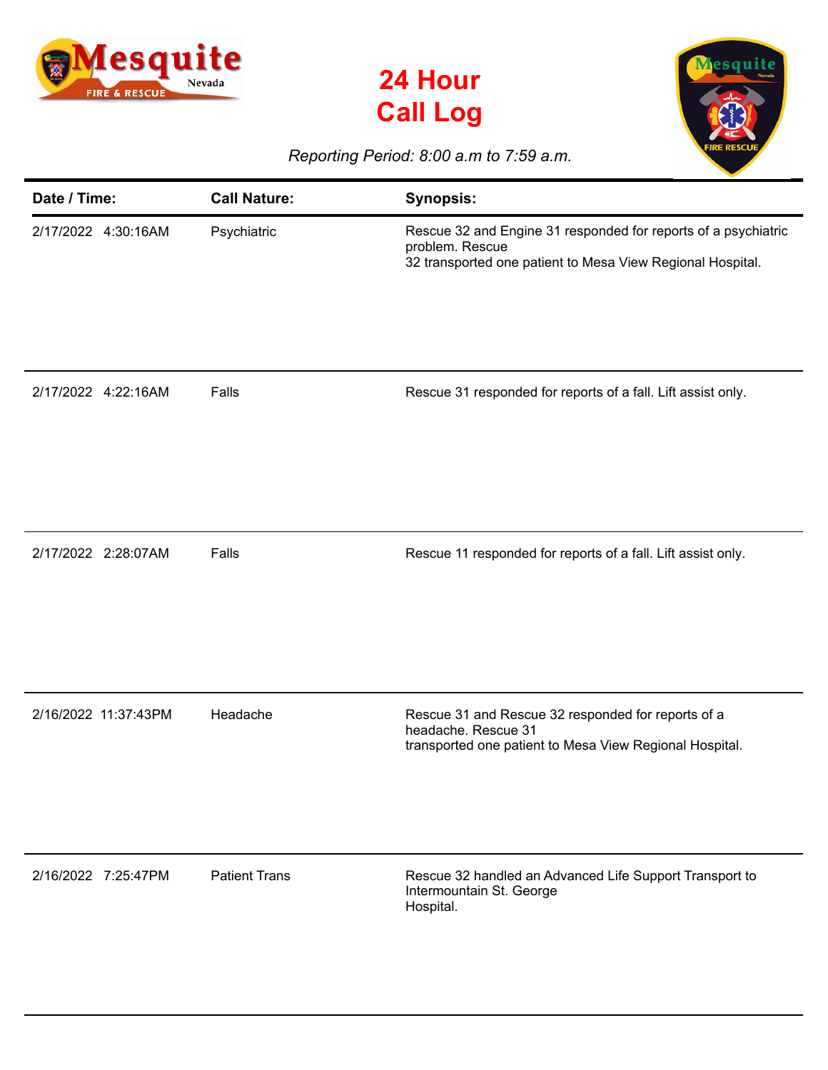# 24 Hour Call Log

*Reporting Period: 8:00 a.m to 7:59 a.m.*

| Date / Time: | Call Nature: | Synopsis: |
|---|---|---|
| 2/17/2022 4:30:16AM | Psychiatric | Rescue 32 and Engine 31 responded for reports of a psychiatric problem. Rescue 32 transported one patient to Mesa View Regional Hospital. |
| 2/17/2022 4:22:16AM | Falls | Rescue 31 responded for reports of a fall. Lift assist only. |
| 2/17/2022 2:28:07AM | Falls | Rescue 11 responded for reports of a fall. Lift assist only. |
| 2/16/2022 11:37:43PM | Headache | Rescue 31 and Rescue 32 responded for reports of a headache. Rescue 31 transported one patient to Mesa View Regional Hospital. |
| 2/16/2022 7:25:47PM | Patient Trans | Rescue 32 handled an Advanced Life Support Transport to Intermountain St. George Hospital. |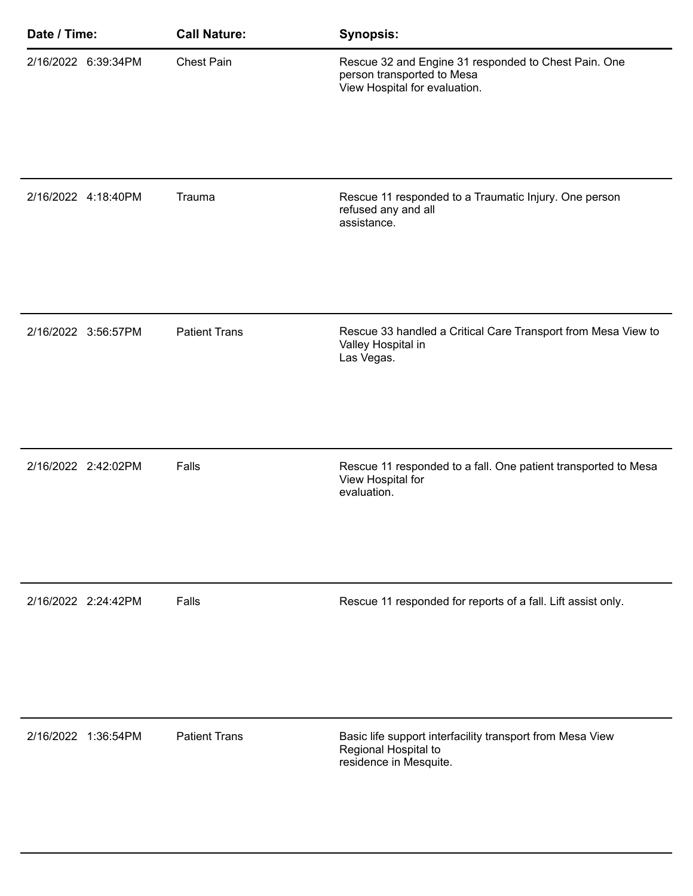| Date / Time: | Call Nature: | Synopsis: |
| --- | --- | --- |
| 2/16/2022 6:39:34PM | Chest Pain | Rescue 32 and Engine 31 responded to Chest Pain. One person transported to Mesa View Hospital for evaluation. |
| 2/16/2022 4:18:40PM | Trauma | Rescue 11 responded to a Traumatic Injury. One person refused any and all assistance. |
| 2/16/2022 3:56:57PM | Patient Trans | Rescue 33 handled a Critical Care Transport from Mesa View to Valley Hospital in Las Vegas. |
| 2/16/2022 2:42:02PM | Falls | Rescue 11 responded to a fall. One patient transported to Mesa View Hospital for evaluation. |
| 2/16/2022 2:24:42PM | Falls | Rescue 11 responded for reports of a fall. Lift assist only. |
| 2/16/2022 1:36:54PM | Patient Trans | Basic life support interfacility transport from Mesa View Regional Hospital to residence in Mesquite. |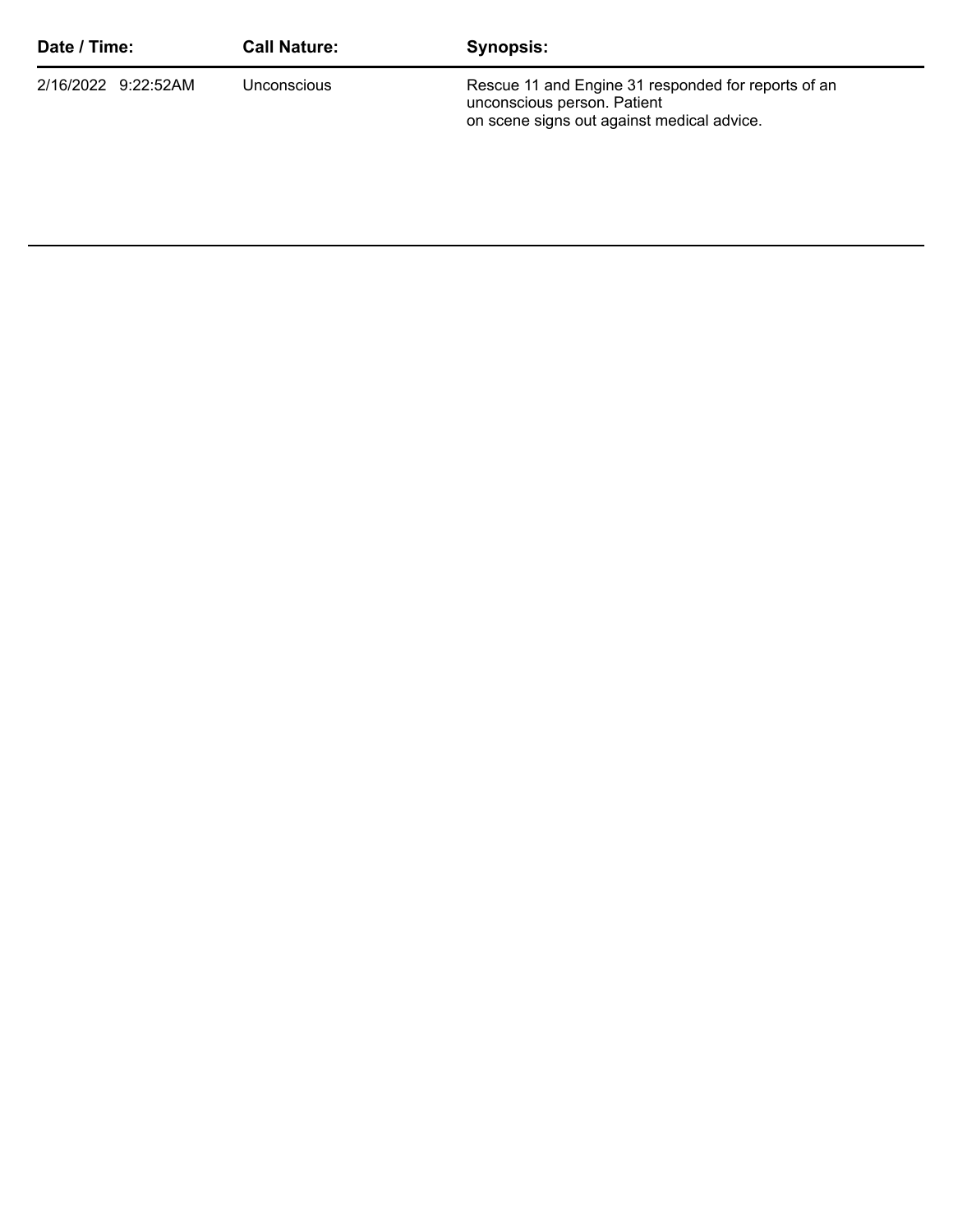| Date / Time: | Call Nature: | Synopsis: |
| --- | --- | --- |
| 2/16/2022 9:22:52AM | Unconscious | Rescue 11 and Engine 31 responded for reports of an unconscious person. Patient on scene signs out against medical advice. |